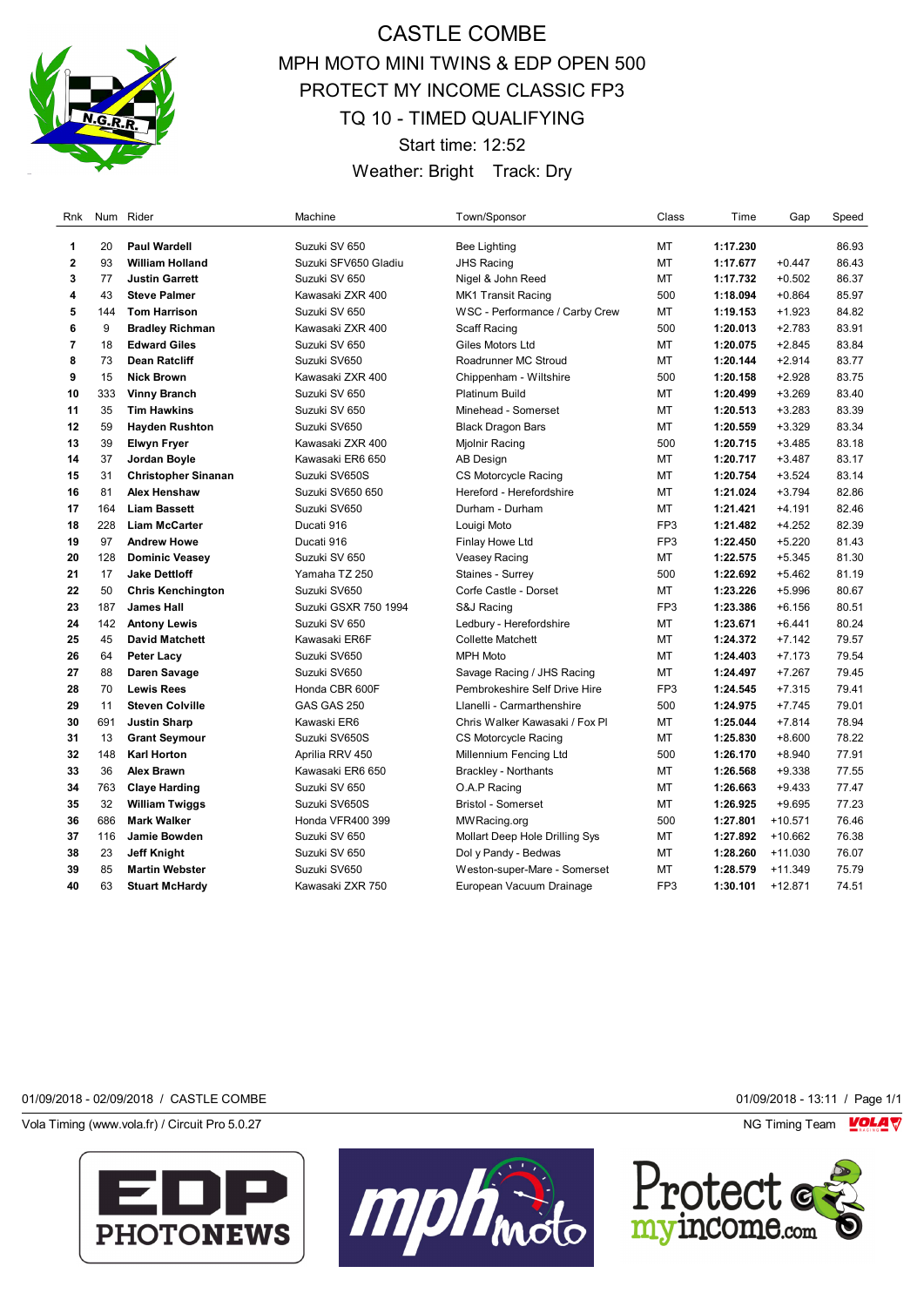# CASTLE COMBE

## MPH MOTO MINI TWINS & EDP OPEN 500
## PROTECT MY INCOME CLASSIC FP3
## TQ 10 - TIMED QUALIFYING

Start time: 12:52

Weather: Bright Track: Dry

| Rnk | Num | Rider | Machine | Town/Sponsor | Class | Time | Gap | Speed |
|---|---|---|---|---|---|---|---|---|
| 1 | 20 | **Paul Wardell** | Suzuki SV 650 | Bee Lighting | MT | **1:17.230** | | 86.93 |
| 2 | 93 | **William Holland** | Suzuki SFV650 Gladiu | JHS Racing | MT | **1:17.677** | +0.447 | 86.43 |
| 3 | 77 | **Justin Garrett** | Suzuki SV 650 | Nigel & John Reed | MT | **1:17.732** | +0.502 | 86.37 |
| 4 | 43 | **Steve Palmer** | Kawasaki ZXR 400 | MK1 Transit Racing | 500 | **1:18.094** | +0.864 | 85.97 |
| 5 | 144 | **Tom Harrison** | Suzuki SV 650 | WSC - Performance / Carby Crew | MT | **1:19.153** | +1.923 | 84.82 |
| 6 | 9 | **Bradley Richman** | Kawasaki ZXR 400 | Scaff Racing | 500 | **1:20.013** | +2.783 | 83.91 |
| 7 | 18 | **Edward Giles** | Suzuki SV 650 | Giles Motors Ltd | MT | **1:20.075** | +2.845 | 83.84 |
| 8 | 73 | **Dean Ratcliff** | Suzuki SV650 | Roadrunner MC Stroud | MT | **1:20.144** | +2.914 | 83.77 |
| 9 | 15 | **Nick Brown** | Kawasaki ZXR 400 | Chippenham - Wiltshire | 500 | **1:20.158** | +2.928 | 83.75 |
| 10 | 333 | **Vinny Branch** | Suzuki SV 650 | Platinum Build | MT | **1:20.499** | +3.269 | 83.40 |
| 11 | 35 | **Tim Hawkins** | Suzuki SV 650 | Minehead - Somerset | MT | **1:20.513** | +3.283 | 83.39 |
| 12 | 59 | **Hayden Rushton** | Suzuki SV650 | Black Dragon Bars | MT | **1:20.559** | +3.329 | 83.34 |
| 13 | 39 | **Elwyn Fryer** | Kawasaki ZXR 400 | Mjolnir Racing | 500 | **1:20.715** | +3.485 | 83.18 |
| 14 | 37 | **Jordan Boyle** | Kawasaki ER6 650 | AB Design | MT | **1:20.717** | +3.487 | 83.17 |
| 15 | 31 | **Christopher Sinanan** | Suzuki SV650S | CS Motorcycle Racing | MT | **1:20.754** | +3.524 | 83.14 |
| 16 | 81 | **Alex Henshaw** | Suzuki SV650 650 | Hereford - Herefordshire | MT | **1:21.024** | +3.794 | 82.86 |
| 17 | 164 | **Liam Bassett** | Suzuki SV650 | Durham - Durham | MT | **1:21.421** | +4.191 | 82.46 |
| 18 | 228 | **Liam McCarter** | Ducati 916 | Louigi Moto | FP3 | **1:21.482** | +4.252 | 82.39 |
| 19 | 97 | **Andrew Howe** | Ducati 916 | Finlay Howe Ltd | FP3 | **1:22.450** | +5.220 | 81.43 |
| 20 | 128 | **Dominic Veasey** | Suzuki SV 650 | Veasey Racing | MT | **1:22.575** | +5.345 | 81.30 |
| 21 | 17 | **Jake Dettloff** | Yamaha TZ 250 | Staines - Surrey | 500 | **1:22.692** | +5.462 | 81.19 |
| 22 | 50 | **Chris Kenchington** | Suzuki SV650 | Corfe Castle - Dorset | MT | **1:23.226** | +5.996 | 80.67 |
| 23 | 187 | **James Hall** | Suzuki GSXR 750 1994 | S&J Racing | FP3 | **1:23.386** | +6.156 | 80.51 |
| 24 | 142 | **Antony Lewis** | Suzuki SV 650 | Ledbury - Herefordshire | MT | **1:23.671** | +6.441 | 80.24 |
| 25 | 45 | **David Matchett** | Kawasaki ER6F | Collette Matchett | MT | **1:24.372** | +7.142 | 79.57 |
| 26 | 64 | **Peter Lacy** | Suzuki SV650 | MPH Moto | MT | **1:24.403** | +7.173 | 79.54 |
| 27 | 88 | **Daren Savage** | Suzuki SV650 | Savage Racing / JHS Racing | MT | **1:24.497** | +7.267 | 79.45 |
| 28 | 70 | **Lewis Rees** | Honda CBR 600F | Pembrokeshire Self Drive Hire | FP3 | **1:24.545** | +7.315 | 79.41 |
| 29 | 11 | **Steven Colville** | GAS GAS 250 | Llanelli - Carmarthenshire | 500 | **1:24.975** | +7.745 | 79.01 |
| 30 | 691 | **Justin Sharp** | Kawaski ER6 | Chris Walker Kawasaki / Fox Pl | MT | **1:25.044** | +7.814 | 78.94 |
| 31 | 13 | **Grant Seymour** | Suzuki SV650S | CS Motorcycle Racing | MT | **1:25.830** | +8.600 | 78.22 |
| 32 | 148 | **Karl Horton** | Aprilia RRV 450 | Millennium Fencing Ltd | 500 | **1:26.170** | +8.940 | 77.91 |
| 33 | 36 | **Alex Brawn** | Kawasaki ER6 650 | Brackley - Northants | MT | **1:26.568** | +9.338 | 77.55 |
| 34 | 763 | **Claye Harding** | Suzuki SV 650 | O.A.P Racing | MT | **1:26.663** | +9.433 | 77.47 |
| 35 | 32 | **William Twiggs** | Suzuki SV650S | Bristol - Somerset | MT | **1:26.925** | +9.695 | 77.23 |
| 36 | 686 | **Mark Walker** | Honda VFR400 399 | MWRacing.org | 500 | **1:27.801** | +10.571 | 76.46 |
| 37 | 116 | **Jamie Bowden** | Suzuki SV 650 | Mollart Deep Hole Drilling Sys | MT | **1:27.892** | +10.662 | 76.38 |
| 38 | 23 | **Jeff Knight** | Suzuki SV 650 | Dol y Pandy - Bedwas | MT | **1:28.260** | +11.030 | 76.07 |
| 39 | 85 | **Martin Webster** | Suzuki SV650 | Weston-super-Mare - Somerset | MT | **1:28.579** | +11.349 | 75.79 |
| 40 | 63 | **Stuart McHardy** | Kawasaki ZXR 750 | European Vacuum Drainage | FP3 | **1:30.101** | +12.871 | 74.51 |

01/09/2018 - 02/09/2018 / CASTLE COMBE

01/09/2018 - 13:11

Vola Timing (www.vola.fr) / Circuit Pro 5.0.27

NG Timing Team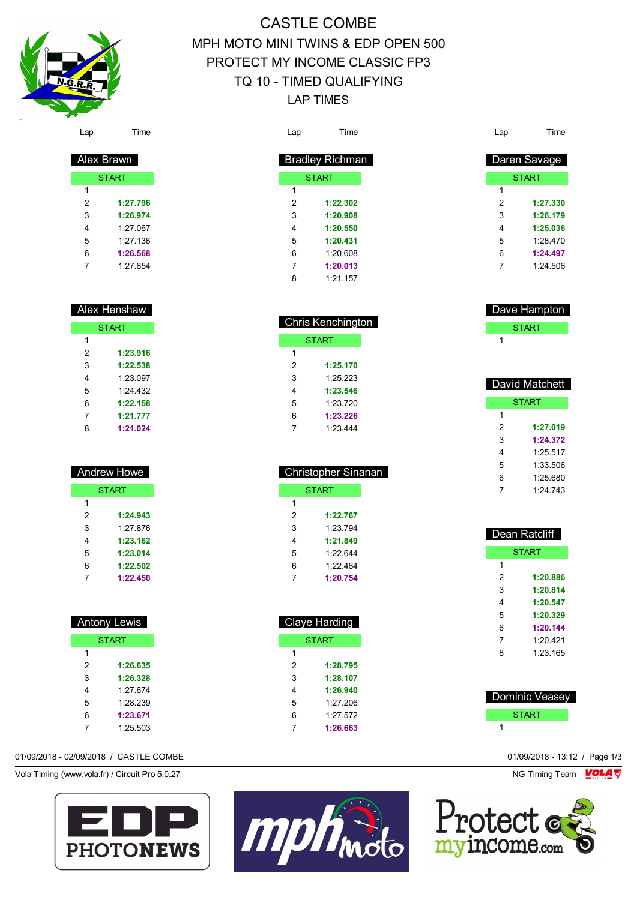# CASTLE COMBE

## MPH MOTO MINI TWINS & EDP OPEN 500

## PROTECT MY INCOME CLASSIC FP3

## TQ 10 - TIMED QUALIFYING

## LAP TIMES

### Alex Brawn

| Lap | Time |
|---|---|
| START | |
| 1 | |
| 2 | **1:27.796** |
| 3 | **1:26.974** |
| 4 | 1:27.067 |
| 5 | 1:27.136 |
| 6 | **1:26.568** |
| 7 | 1:27.854 |

### Alex Henshaw

| Lap | Time |
|---|---|
| START | |
| 1 | |
| 2 | **1:23.916** |
| 3 | **1:22.538** |
| 4 | 1:23.097 |
| 5 | 1:24.432 |
| 6 | **1:22.158** |
| 7 | **1:21.777** |
| 8 | **1:21.024** |

### Andrew Howe

| Lap | Time |
|---|---|
| START | |
| 1 | |
| 2 | **1:24.943** |
| 3 | 1:27.876 |
| 4 | **1:23.162** |
| 5 | **1:23.014** |
| 6 | **1:22.502** |
| 7 | **1:22.450** |

### Antony Lewis

| Lap | Time |
|---|---|
| START | |
| 1 | |
| 2 | **1:26.635** |
| 3 | **1:26.328** |
| 4 | 1:27.674 |
| 5 | 1:28.239 |
| 6 | **1:23.671** |
| 7 | 1:25.503 |

### Bradley Richman

| Lap | Time |
|---|---|
| START | |
| 1 | |
| 2 | **1:22.302** |
| 3 | **1:20.908** |
| 4 | **1:20.550** |
| 5 | **1:20.431** |
| 6 | 1:20.608 |
| 7 | **1:20.013** |
| 8 | 1:21.157 |

### Chris Kenchington

| Lap | Time |
|---|---|
| START | |
| 1 | |
| 2 | **1:25.170** |
| 3 | 1:25.223 |
| 4 | **1:23.546** |
| 5 | 1:23.720 |
| 6 | **1:23.226** |
| 7 | 1:23.444 |

### Christopher Sinanan

| Lap | Time |
|---|---|
| START | |
| 1 | |
| 2 | **1:22.767** |
| 3 | 1:23.794 |
| 4 | **1:21.849** |
| 5 | 1:22.644 |
| 6 | 1:22.464 |
| 7 | **1:20.754** |

### Claye Harding

| Lap | Time |
|---|---|
| START | |
| 1 | |
| 2 | **1:28.795** |
| 3 | **1:28.107** |
| 4 | **1:26.940** |
| 5 | 1:27.206 |
| 6 | 1:27.572 |
| 7 | **1:26.663** |

### Daren Savage

| Lap | Time |
|---|---|
| START | |
| 1 | |
| 2 | **1:27.330** |
| 3 | **1:26.179** |
| 4 | **1:25.036** |
| 5 | 1:28.470 |
| 6 | **1:24.497** |
| 7 | 1:24.506 |

### Dave Hampton

| Lap | Time |
|---|---|
| START | |
| 1 | |

### David Matchett

| Lap | Time |
|---|---|
| START | |
| 1 | |
| 2 | **1:27.019** |
| 3 | **1:24.372** |
| 4 | 1:25.517 |
| 5 | 1:33.506 |
| 6 | 1:25.680 |
| 7 | 1:24.743 |

### Dean Ratcliff

| Lap | Time |
|---|---|
| START | |
| 1 | |
| 2 | **1:20.886** |
| 3 | **1:20.814** |
| 4 | **1:20.547** |
| 5 | **1:20.329** |
| 6 | **1:20.144** |
| 7 | 1:20.421 |
| 8 | 1:23.165 |

### Dominic Veasey

| Lap | Time |
|---|---|
| START | |
| 1 | |

01/09/2018 - 02/09/2018 / CASTLE COMBE

01/09/2018 - 13:12

Vola Timing (www.vola.fr) / Circuit Pro 5.0.27

NG Timing Team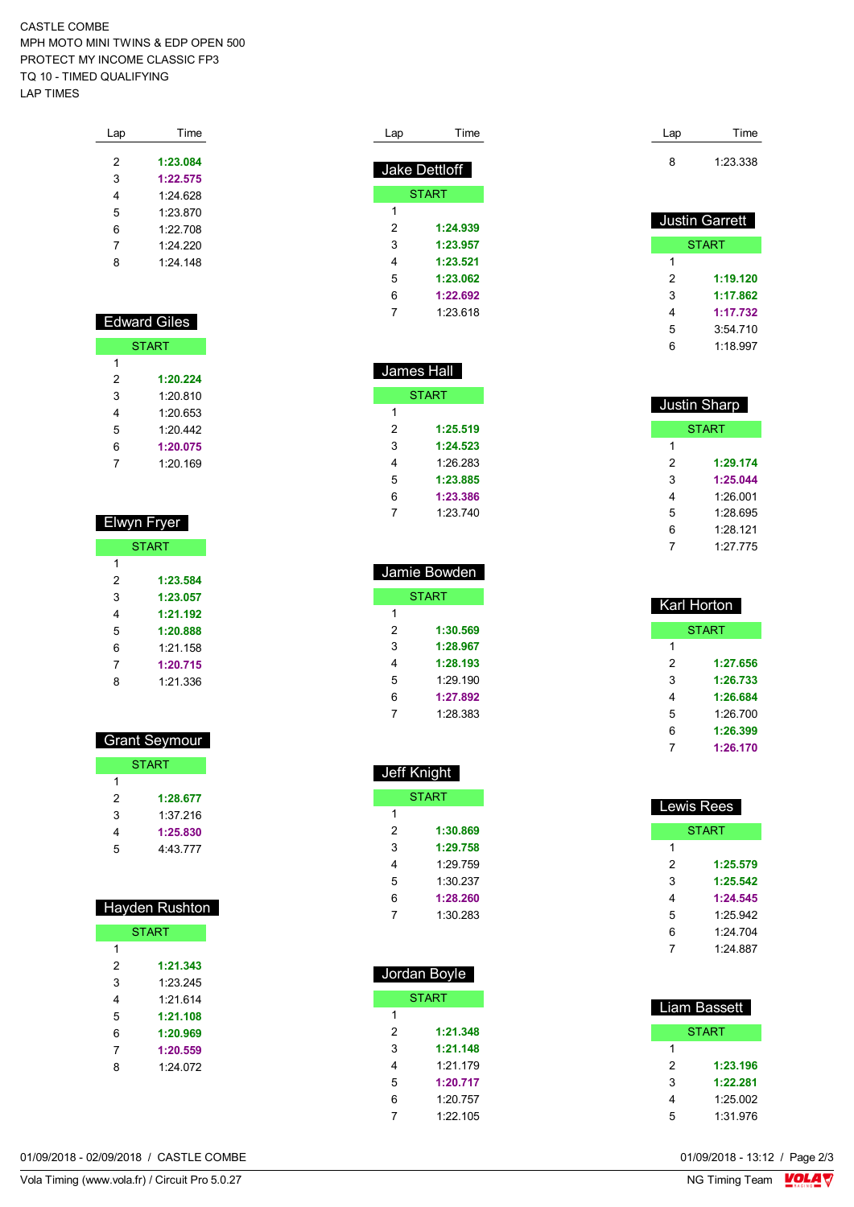CASTLE COMBE
MPH MOTO MINI TWINS & EDP OPEN 500
PROTECT MY INCOME CLASSIC FP3
TQ 10 - TIMED QUALIFYING
LAP TIMES

| Lap | Time |
|---|---|
| 2 | **1:23.084** |
| 3 | **1:22.575** |
| 4 | 1:24.628 |
| 5 | 1:23.870 |
| 6 | 1:22.708 |
| 7 | 1:24.220 |
| 8 | 1:24.148 |

### Edward Giles

| Lap | Time |
|---|---|
| START | |
| 1 | |
| 2 | **1:20.224** |
| 3 | 1:20.810 |
| 4 | 1:20.653 |
| 5 | 1:20.442 |
| 6 | **1:20.075** |
| 7 | 1:20.169 |

### Elwyn Fryer

| Lap | Time |
|---|---|
| START | |
| 1 | |
| 2 | **1:23.584** |
| 3 | **1:23.057** |
| 4 | **1:21.192** |
| 5 | **1:20.888** |
| 6 | 1:21.158 |
| 7 | **1:20.715** |
| 8 | 1:21.336 |

### Grant Seymour

| Lap | Time |
|---|---|
| START | |
| 1 | |
| 2 | **1:28.677** |
| 3 | 1:37.216 |
| 4 | **1:25.830** |
| 5 | 4:43.777 |

### Hayden Rushton

| Lap | Time |
|---|---|
| START | |
| 1 | |
| 2 | **1:21.343** |
| 3 | 1:23.245 |
| 4 | 1:21.614 |
| 5 | **1:21.108** |
| 6 | **1:20.969** |
| 7 | **1:20.559** |
| 8 | 1:24.072 |

### Jake Dettloff

| Lap | Time |
|---|---|
| START | |
| 1 | |
| 2 | **1:24.939** |
| 3 | **1:23.957** |
| 4 | **1:23.521** |
| 5 | **1:23.062** |
| 6 | **1:22.692** |
| 7 | 1:23.618 |

### James Hall

| Lap | Time |
|---|---|
| START | |
| 1 | |
| 2 | **1:25.519** |
| 3 | **1:24.523** |
| 4 | 1:26.283 |
| 5 | **1:23.885** |
| 6 | **1:23.386** |
| 7 | 1:23.740 |

### Jamie Bowden

| Lap | Time |
|---|---|
| START | |
| 1 | |
| 2 | **1:30.569** |
| 3 | **1:28.967** |
| 4 | **1:28.193** |
| 5 | 1:29.190 |
| 6 | **1:27.892** |
| 7 | 1:28.383 |

### Jeff Knight

| Lap | Time |
|---|---|
| START | |
| 1 | |
| 2 | **1:30.869** |
| 3 | **1:29.758** |
| 4 | 1:29.759 |
| 5 | 1:30.237 |
| 6 | **1:28.260** |
| 7 | 1:30.283 |

### Jordan Boyle

| Lap | Time |
|---|---|
| START | |
| 1 | |
| 2 | **1:21.348** |
| 3 | **1:21.148** |
| 4 | 1:21.179 |
| 5 | **1:20.717** |
| 6 | 1:20.757 |
| 7 | 1:22.105 |

| Lap | Time |
|---|---|
| 8 | 1:23.338 |

### Justin Garrett

| Lap | Time |
|---|---|
| START | |
| 1 | |
| 2 | **1:19.120** |
| 3 | **1:17.862** |
| 4 | **1:17.732** |
| 5 | 3:54.710 |
| 6 | 1:18.997 |

### Justin Sharp

| Lap | Time |
|---|---|
| START | |
| 1 | |
| 2 | **1:29.174** |
| 3 | **1:25.044** |
| 4 | 1:26.001 |
| 5 | 1:28.695 |
| 6 | 1:28.121 |
| 7 | 1:27.775 |

### Karl Horton

| Lap | Time |
|---|---|
| START | |
| 1 | |
| 2 | **1:27.656** |
| 3 | **1:26.733** |
| 4 | **1:26.684** |
| 5 | 1:26.700 |
| 6 | **1:26.399** |
| 7 | **1:26.170** |

### Lewis Rees

| Lap | Time |
|---|---|
| START | |
| 1 | |
| 2 | **1:25.579** |
| 3 | **1:25.542** |
| 4 | **1:24.545** |
| 5 | 1:25.942 |
| 6 | 1:24.704 |
| 7 | 1:24.887 |

### Liam Bassett

| Lap | Time |
|---|---|
| START | |
| 1 | |
| 2 | **1:23.196** |
| 3 | **1:22.281** |
| 4 | 1:25.002 |
| 5 | 1:31.976 |

01/09/2018 - 02/09/2018 / CASTLE COMBE
01/09/2018 - 13:12
Vola Timing (www.vola.fr) / Circuit Pro 5.0.27
NG Timing Team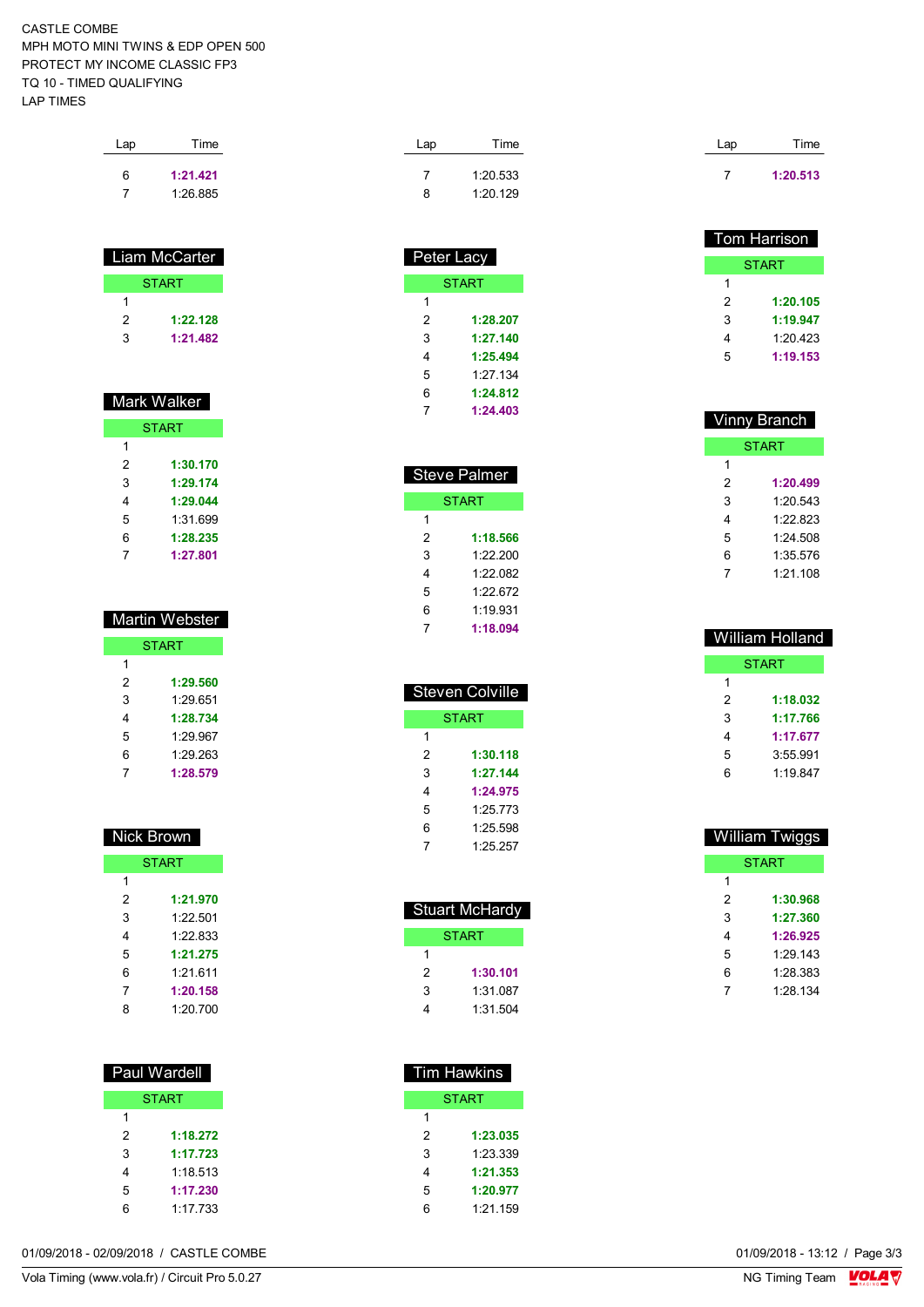CASTLE COMBE
MPH MOTO MINI TWINS & EDP OPEN 500
PROTECT MY INCOME CLASSIC FP3
TQ 10 - TIMED QUALIFYING
LAP TIMES

| Lap | Time |
|---|---|
| 6 | **1:21.421** |
| 7 | 1:26.885 |

### Liam McCarter

| Lap | Time |
|---|---|
| START | |
| 1 | |
| 2 | **1:22.128** |
| 3 | **1:21.482** |

### Mark Walker

| Lap | Time |
|---|---|
| START | |
| 1 | |
| 2 | **1:30.170** |
| 3 | **1:29.174** |
| 4 | **1:29.044** |
| 5 | 1:31.699 |
| 6 | **1:28.235** |
| 7 | **1:27.801** |

### Martin Webster

| Lap | Time |
|---|---|
| START | |
| 1 | |
| 2 | **1:29.560** |
| 3 | 1:29.651 |
| 4 | **1:28.734** |
| 5 | 1:29.967 |
| 6 | 1:29.263 |
| 7 | **1:28.579** |

### Nick Brown

| Lap | Time |
|---|---|
| START | |
| 1 | |
| 2 | **1:21.970** |
| 3 | 1:22.501 |
| 4 | 1:22.833 |
| 5 | **1:21.275** |
| 6 | 1:21.611 |
| 7 | **1:20.158** |
| 8 | 1:20.700 |

### Paul Wardell

| Lap | Time |
|---|---|
| START | |
| 1 | |
| 2 | **1:18.272** |
| 3 | **1:17.723** |
| 4 | 1:18.513 |
| 5 | **1:17.230** |
| 6 | 1:17.733 |

| Lap | Time |
|---|---|
| 7 | 1:20.533 |
| 8 | 1:20.129 |

### Peter Lacy

| Lap | Time |
|---|---|
| START | |
| 1 | |
| 2 | **1:28.207** |
| 3 | **1:27.140** |
| 4 | **1:25.494** |
| 5 | 1:27.134 |
| 6 | **1:24.812** |
| 7 | **1:24.403** |

### Steve Palmer

| Lap | Time |
|---|---|
| START | |
| 1 | |
| 2 | **1:18.566** |
| 3 | 1:22.200 |
| 4 | 1:22.082 |
| 5 | 1:22.672 |
| 6 | 1:19.931 |
| 7 | **1:18.094** |

### Steven Colville

| Lap | Time |
|---|---|
| START | |
| 1 | |
| 2 | **1:30.118** |
| 3 | **1:27.144** |
| 4 | **1:24.975** |
| 5 | 1:25.773 |
| 6 | 1:25.598 |
| 7 | 1:25.257 |

### Stuart McHardy

| Lap | Time |
|---|---|
| START | |
| 1 | |
| 2 | **1:30.101** |
| 3 | 1:31.087 |
| 4 | 1:31.504 |

### Tim Hawkins

| Lap | Time |
|---|---|
| START | |
| 1 | |
| 2 | **1:23.035** |
| 3 | 1:23.339 |
| 4 | **1:21.353** |
| 5 | **1:20.977** |
| 6 | 1:21.159 |

| Lap | Time |
|---|---|
| 7 | **1:20.513** |

### Tom Harrison

| Lap | Time |
|---|---|
| START | |
| 1 | |
| 2 | **1:20.105** |
| 3 | **1:19.947** |
| 4 | 1:20.423 |
| 5 | **1:19.153** |

### Vinny Branch

| Lap | Time |
|---|---|
| START | |
| 1 | |
| 2 | **1:20.499** |
| 3 | 1:20.543 |
| 4 | 1:22.823 |
| 5 | 1:24.508 |
| 6 | 1:35.576 |
| 7 | 1:21.108 |

### William Holland

| Lap | Time |
|---|---|
| START | |
| 1 | |
| 2 | **1:18.032** |
| 3 | **1:17.766** |
| 4 | **1:17.677** |
| 5 | 3:55.991 |
| 6 | 1:19.847 |

### William Twiggs

| Lap | Time |
|---|---|
| START | |
| 1 | |
| 2 | **1:30.968** |
| 3 | **1:27.360** |
| 4 | **1:26.925** |
| 5 | 1:29.143 |
| 6 | 1:28.383 |
| 7 | 1:28.134 |

01/09/2018 - 02/09/2018 / CASTLE COMBE

01/09/2018 - 13:12

Vola Timing (www.vola.fr) / Circuit Pro 5.0.27

NG Timing Team